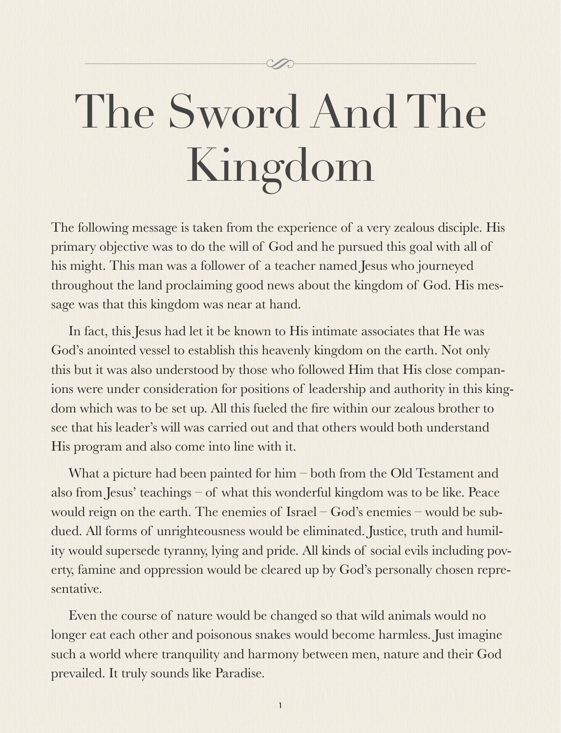# The Sword And The Kingdom

The following message is taken from the experience of a very zealous disciple. His primary objective was to do the will of God and he pursued this goal with all of his might. This man was a follower of a teacher named Jesus who journeyed throughout the land proclaiming good news about the kingdom of God. His message was that this kingdom was near at hand.

In fact, this Jesus had let it be known to His intimate associates that He was God's anointed vessel to establish this heavenly kingdom on the earth. Not only this but it was also understood by those who followed Him that His close companions were under consideration for positions of leadership and authority in this kingdom which was to be set up. All this fueled the fire within our zealous brother to see that his leader's will was carried out and that others would both understand His program and also come into line with it.

What a picture had been painted for him – both from the Old Testament and also from Jesus' teachings – of what this wonderful kingdom was to be like. Peace would reign on the earth. The enemies of Israel – God's enemies – would be subdued. All forms of unrighteousness would be eliminated. Justice, truth and humility would supersede tyranny, lying and pride. All kinds of social evils including poverty, famine and oppression would be cleared up by God's personally chosen representative.

Even the course of nature would be changed so that wild animals would no longer eat each other and poisonous snakes would become harmless. Just imagine such a world where tranquility and harmony between men, nature and their God prevailed. It truly sounds like Paradise.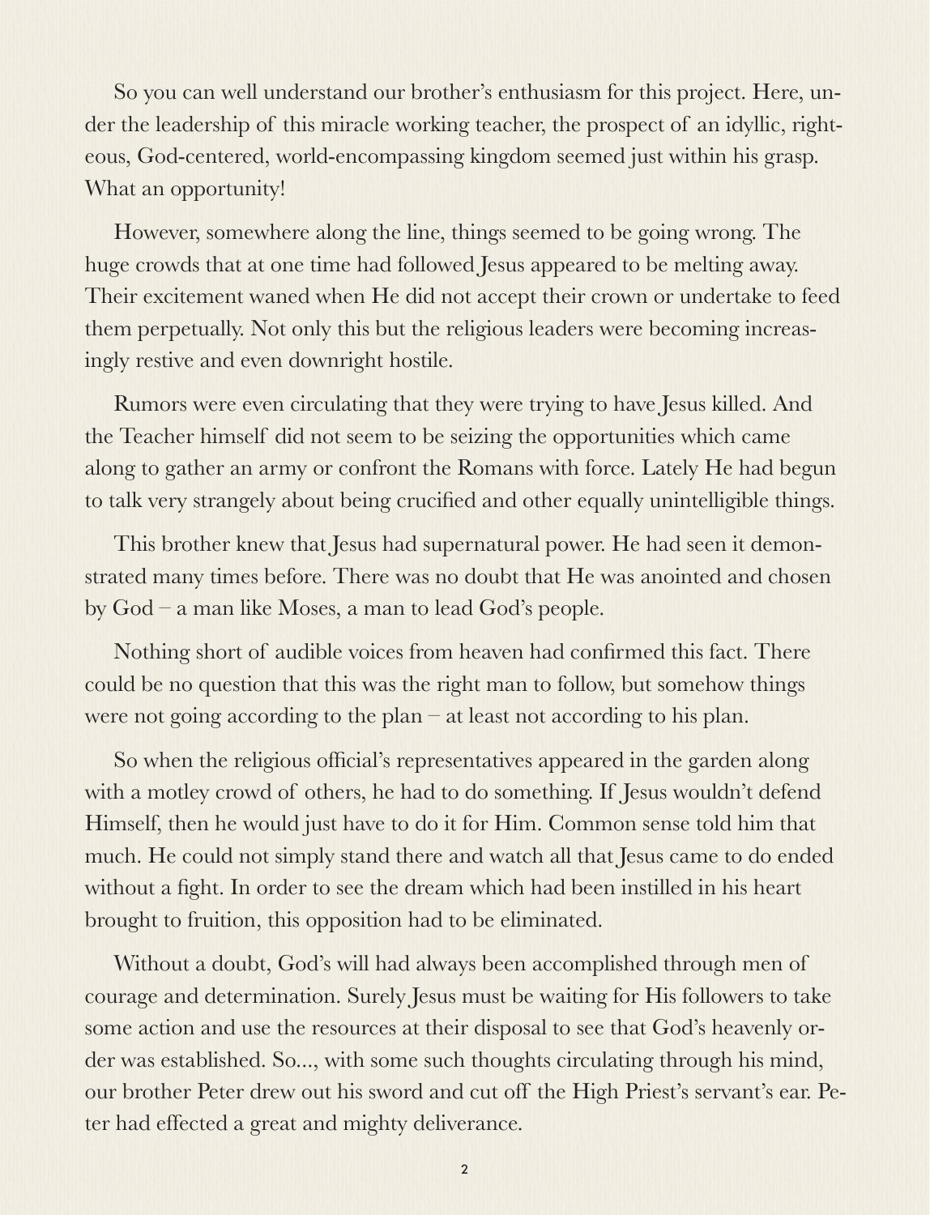So you can well understand our brother's enthusiasm for this project. Here, under the leadership of this miracle working teacher, the prospect of an idyllic, righteous, God-centered, world-encompassing kingdom seemed just within his grasp. What an opportunity!

However, somewhere along the line, things seemed to be going wrong. The huge crowds that at one time had followed Jesus appeared to be melting away. Their excitement waned when He did not accept their crown or undertake to feed them perpetually. Not only this but the religious leaders were becoming increasingly restive and even downright hostile.

Rumors were even circulating that they were trying to have Jesus killed. And the Teacher himself did not seem to be seizing the opportunities which came along to gather an army or confront the Romans with force. Lately He had begun to talk very strangely about being crucified and other equally unintelligible things.

This brother knew that Jesus had supernatural power. He had seen it demonstrated many times before. There was no doubt that He was anointed and chosen by God – a man like Moses, a man to lead God's people.

Nothing short of audible voices from heaven had confirmed this fact. There could be no question that this was the right man to follow, but somehow things were not going according to the plan – at least not according to his plan.

So when the religious official's representatives appeared in the garden along with a motley crowd of others, he had to do something. If Jesus wouldn't defend Himself, then he would just have to do it for Him. Common sense told him that much. He could not simply stand there and watch all that Jesus came to do ended without a fight. In order to see the dream which had been instilled in his heart brought to fruition, this opposition had to be eliminated.

Without a doubt, God's will had always been accomplished through men of courage and determination. Surely Jesus must be waiting for His followers to take some action and use the resources at their disposal to see that God's heavenly order was established. So..., with some such thoughts circulating through his mind, our brother Peter drew out his sword and cut off the High Priest's servant's ear. Peter had effected a great and mighty deliverance.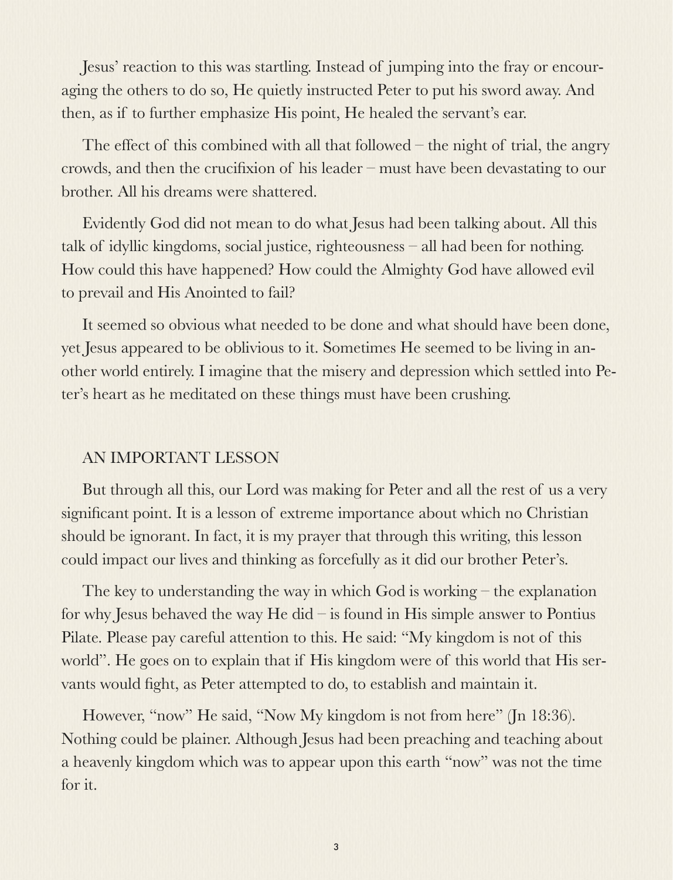Jesus' reaction to this was startling. Instead of jumping into the fray or encouraging the others to do so, He quietly instructed Peter to put his sword away. And then, as if to further emphasize His point, He healed the servant's ear.

The effect of this combined with all that followed – the night of trial, the angry crowds, and then the crucifixion of his leader – must have been devastating to our brother. All his dreams were shattered.

Evidently God did not mean to do what Jesus had been talking about. All this talk of idyllic kingdoms, social justice, righteousness – all had been for nothing. How could this have happened? How could the Almighty God have allowed evil to prevail and His Anointed to fail?

It seemed so obvious what needed to be done and what should have been done, yet Jesus appeared to be oblivious to it. Sometimes He seemed to be living in another world entirely. I imagine that the misery and depression which settled into Peter's heart as he meditated on these things must have been crushing.

## AN IMPORTANT LESSON

But through all this, our Lord was making for Peter and all the rest of us a very significant point. It is a lesson of extreme importance about which no Christian should be ignorant. In fact, it is my prayer that through this writing, this lesson could impact our lives and thinking as forcefully as it did our brother Peter's.

The key to understanding the way in which God is working – the explanation for why Jesus behaved the way He did – is found in His simple answer to Pontius Pilate. Please pay careful attention to this. He said: "My kingdom is not of this world". He goes on to explain that if His kingdom were of this world that His servants would fight, as Peter attempted to do, to establish and maintain it.

However, "now" He said, "Now My kingdom is not from here" (Jn 18:36). Nothing could be plainer. Although Jesus had been preaching and teaching about a heavenly kingdom which was to appear upon this earth "now" was not the time for it.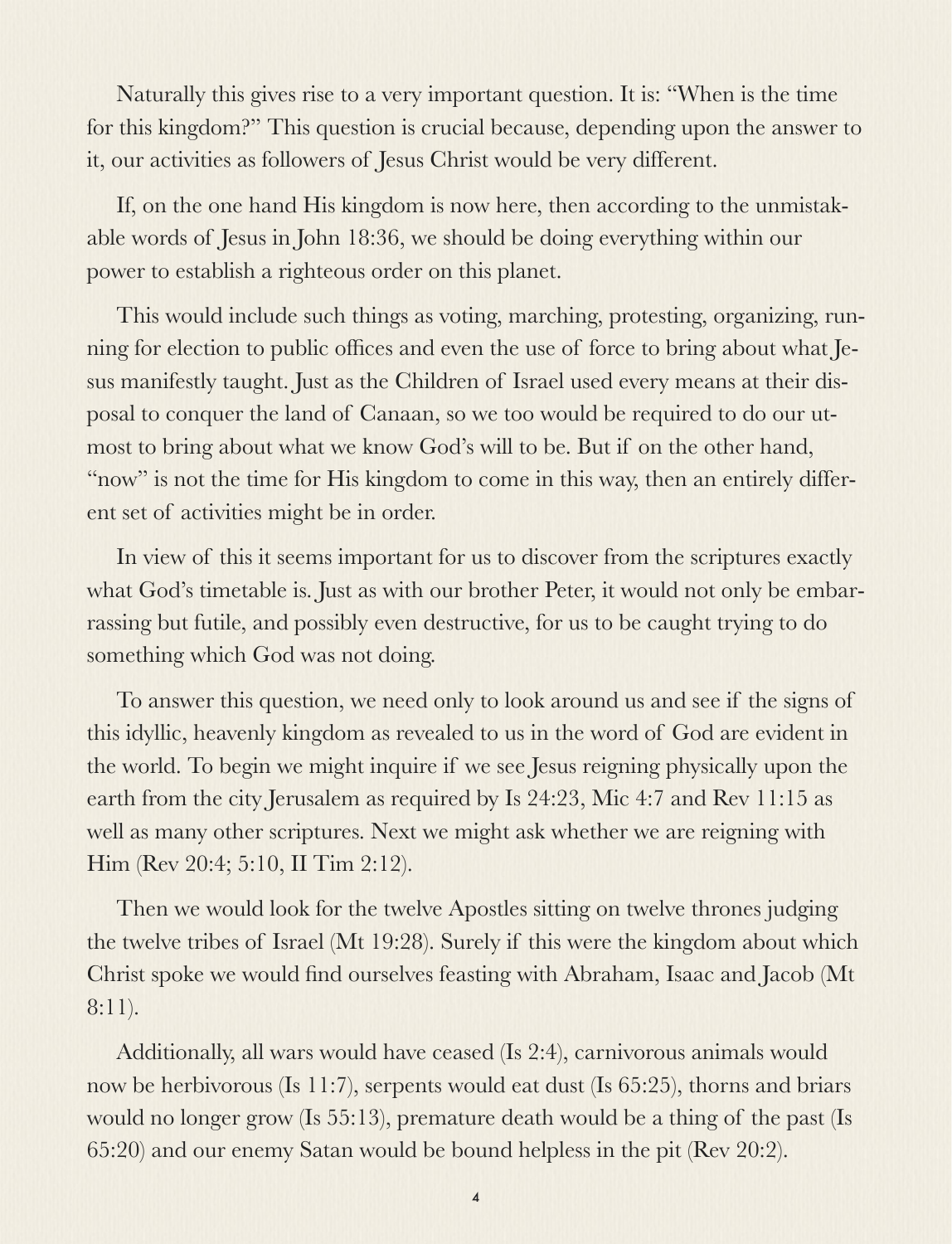Naturally this gives rise to a very important question. It is: "When is the time for this kingdom?" This question is crucial because, depending upon the answer to it, our activities as followers of Jesus Christ would be very different.

If, on the one hand His kingdom is now here, then according to the unmistakable words of Jesus in John 18:36, we should be doing everything within our power to establish a righteous order on this planet.

This would include such things as voting, marching, protesting, organizing, running for election to public offices and even the use of force to bring about what Jesus manifestly taught. Just as the Children of Israel used every means at their disposal to conquer the land of Canaan, so we too would be required to do our utmost to bring about what we know God's will to be. But if on the other hand, "now" is not the time for His kingdom to come in this way, then an entirely different set of activities might be in order.

In view of this it seems important for us to discover from the scriptures exactly what God's timetable is. Just as with our brother Peter, it would not only be embarrassing but futile, and possibly even destructive, for us to be caught trying to do something which God was not doing.

To answer this question, we need only to look around us and see if the signs of this idyllic, heavenly kingdom as revealed to us in the word of God are evident in the world. To begin we might inquire if we see Jesus reigning physically upon the earth from the city Jerusalem as required by Is 24:23, Mic 4:7 and Rev 11:15 as well as many other scriptures. Next we might ask whether we are reigning with Him (Rev 20:4; 5:10, II Tim 2:12).

Then we would look for the twelve Apostles sitting on twelve thrones judging the twelve tribes of Israel (Mt 19:28). Surely if this were the kingdom about which Christ spoke we would find ourselves feasting with Abraham, Isaac and Jacob (Mt 8:11).

Additionally, all wars would have ceased (Is 2:4), carnivorous animals would now be herbivorous (Is 11:7), serpents would eat dust (Is 65:25), thorns and briars would no longer grow (Is 55:13), premature death would be a thing of the past (Is 65:20) and our enemy Satan would be bound helpless in the pit (Rev 20:2).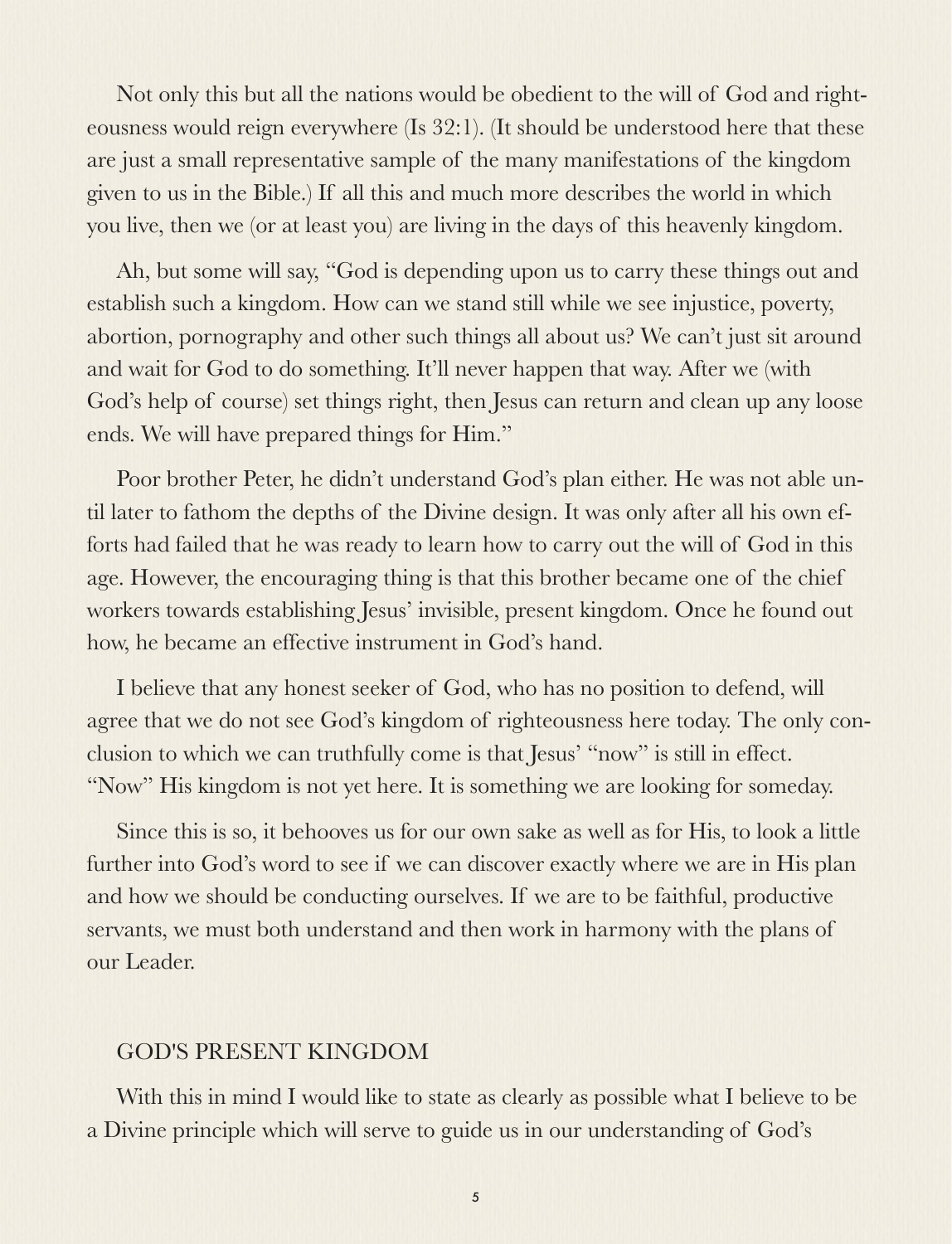Not only this but all the nations would be obedient to the will of God and righteousness would reign everywhere (Is 32:1). (It should be understood here that these are just a small representative sample of the many manifestations of the kingdom given to us in the Bible.) If all this and much more describes the world in which you live, then we (or at least you) are living in the days of this heavenly kingdom.

Ah, but some will say, "God is depending upon us to carry these things out and establish such a kingdom. How can we stand still while we see injustice, poverty, abortion, pornography and other such things all about us? We can't just sit around and wait for God to do something. It'll never happen that way. After we (with God's help of course) set things right, then Jesus can return and clean up any loose ends. We will have prepared things for Him."

Poor brother Peter, he didn't understand God's plan either. He was not able until later to fathom the depths of the Divine design. It was only after all his own efforts had failed that he was ready to learn how to carry out the will of God in this age. However, the encouraging thing is that this brother became one of the chief workers towards establishing Jesus' invisible, present kingdom. Once he found out how, he became an effective instrument in God's hand.

I believe that any honest seeker of God, who has no position to defend, will agree that we do not see God's kingdom of righteousness here today. The only conclusion to which we can truthfully come is that Jesus' "now" is still in effect. "Now" His kingdom is not yet here. It is something we are looking for someday.

Since this is so, it behooves us for our own sake as well as for His, to look a little further into God's word to see if we can discover exactly where we are in His plan and how we should be conducting ourselves. If we are to be faithful, productive servants, we must both understand and then work in harmony with the plans of our Leader.

## GOD'S PRESENT KINGDOM

With this in mind I would like to state as clearly as possible what I believe to be a Divine principle which will serve to guide us in our understanding of God's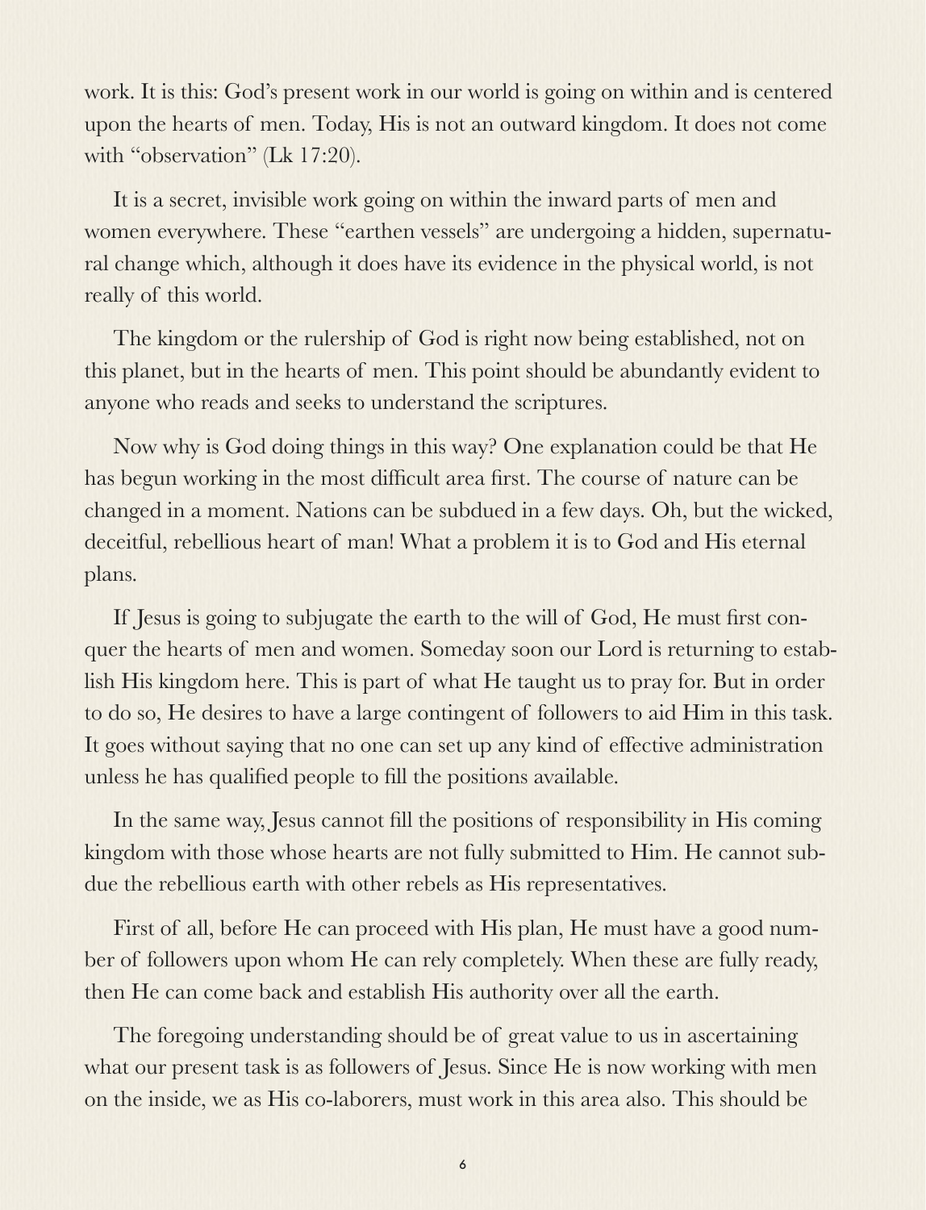work. It is this: God's present work in our world is going on within and is centered upon the hearts of men. Today, His is not an outward kingdom. It does not come with "observation" (Lk 17:20).

It is a secret, invisible work going on within the inward parts of men and women everywhere. These "earthen vessels" are undergoing a hidden, supernatural change which, although it does have its evidence in the physical world, is not really of this world.

The kingdom or the rulership of God is right now being established, not on this planet, but in the hearts of men. This point should be abundantly evident to anyone who reads and seeks to understand the scriptures.

Now why is God doing things in this way? One explanation could be that He has begun working in the most difficult area first. The course of nature can be changed in a moment. Nations can be subdued in a few days. Oh, but the wicked, deceitful, rebellious heart of man! What a problem it is to God and His eternal plans.

If Jesus is going to subjugate the earth to the will of God, He must first conquer the hearts of men and women. Someday soon our Lord is returning to establish His kingdom here. This is part of what He taught us to pray for. But in order to do so, He desires to have a large contingent of followers to aid Him in this task. It goes without saying that no one can set up any kind of effective administration unless he has qualified people to fill the positions available.

In the same way, Jesus cannot fill the positions of responsibility in His coming kingdom with those whose hearts are not fully submitted to Him. He cannot subdue the rebellious earth with other rebels as His representatives.

First of all, before He can proceed with His plan, He must have a good number of followers upon whom He can rely completely. When these are fully ready, then He can come back and establish His authority over all the earth.

The foregoing understanding should be of great value to us in ascertaining what our present task is as followers of Jesus. Since He is now working with men on the inside, we as His co-laborers, must work in this area also. This should be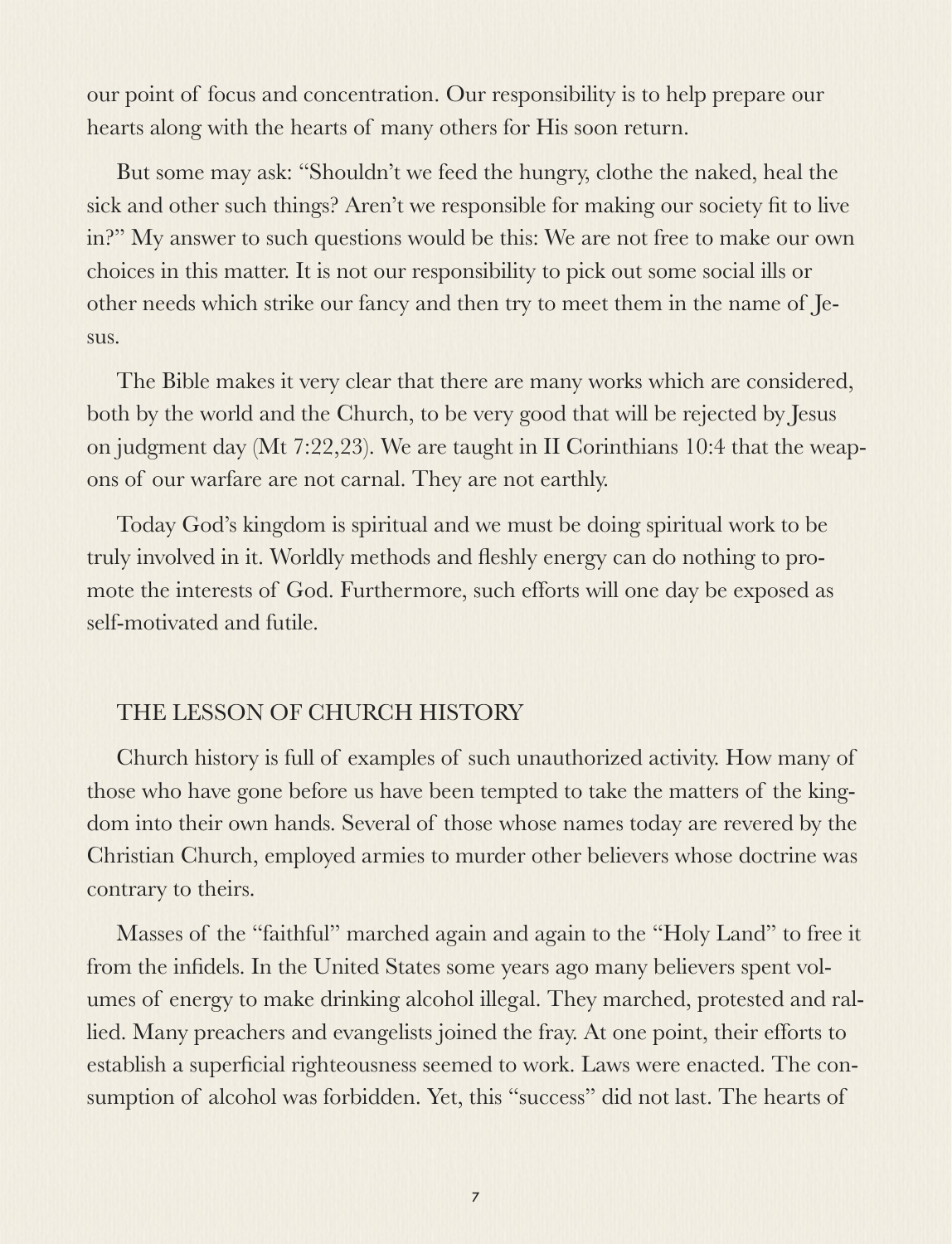our point of focus and concentration. Our responsibility is to help prepare our hearts along with the hearts of many others for His soon return.

But some may ask: "Shouldn't we feed the hungry, clothe the naked, heal the sick and other such things? Aren't we responsible for making our society fit to live in?" My answer to such questions would be this: We are not free to make our own choices in this matter. It is not our responsibility to pick out some social ills or other needs which strike our fancy and then try to meet them in the name of Jesus.

The Bible makes it very clear that there are many works which are considered, both by the world and the Church, to be very good that will be rejected by Jesus on judgment day (Mt 7:22,23). We are taught in II Corinthians 10:4 that the weapons of our warfare are not carnal. They are not earthly.

Today God's kingdom is spiritual and we must be doing spiritual work to be truly involved in it. Worldly methods and fleshly energy can do nothing to promote the interests of God. Furthermore, such efforts will one day be exposed as self-motivated and futile.

## THE LESSON OF CHURCH HISTORY

Church history is full of examples of such unauthorized activity. How many of those who have gone before us have been tempted to take the matters of the kingdom into their own hands. Several of those whose names today are revered by the Christian Church, employed armies to murder other believers whose doctrine was contrary to theirs.

Masses of the "faithful" marched again and again to the "Holy Land" to free it from the infidels. In the United States some years ago many believers spent volumes of energy to make drinking alcohol illegal. They marched, protested and rallied. Many preachers and evangelists joined the fray. At one point, their efforts to establish a superficial righteousness seemed to work. Laws were enacted. The consumption of alcohol was forbidden. Yet, this "success" did not last. The hearts of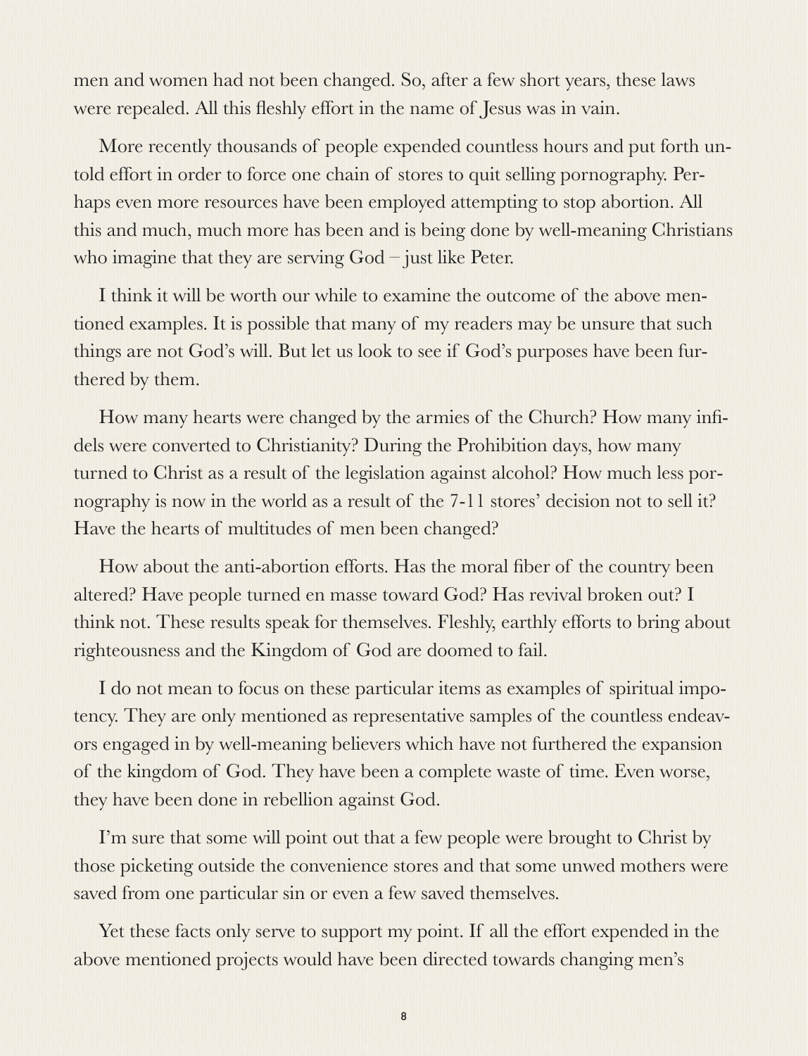men and women had not been changed. So, after a few short years, these laws were repealed. All this fleshly effort in the name of Jesus was in vain.

More recently thousands of people expended countless hours and put forth untold effort in order to force one chain of stores to quit selling pornography. Perhaps even more resources have been employed attempting to stop abortion. All this and much, much more has been and is being done by well-meaning Christians who imagine that they are serving God – just like Peter.

I think it will be worth our while to examine the outcome of the above mentioned examples. It is possible that many of my readers may be unsure that such things are not God's will. But let us look to see if God's purposes have been furthered by them.

How many hearts were changed by the armies of the Church? How many infidels were converted to Christianity? During the Prohibition days, how many turned to Christ as a result of the legislation against alcohol? How much less pornography is now in the world as a result of the 7-11 stores' decision not to sell it? Have the hearts of multitudes of men been changed?

How about the anti-abortion efforts. Has the moral fiber of the country been altered? Have people turned en masse toward God? Has revival broken out? I think not. These results speak for themselves. Fleshly, earthly efforts to bring about righteousness and the Kingdom of God are doomed to fail.

I do not mean to focus on these particular items as examples of spiritual impotency. They are only mentioned as representative samples of the countless endeavors engaged in by well-meaning believers which have not furthered the expansion of the kingdom of God. They have been a complete waste of time. Even worse, they have been done in rebellion against God.

I'm sure that some will point out that a few people were brought to Christ by those picketing outside the convenience stores and that some unwed mothers were saved from one particular sin or even a few saved themselves.

Yet these facts only serve to support my point. If all the effort expended in the above mentioned projects would have been directed towards changing men's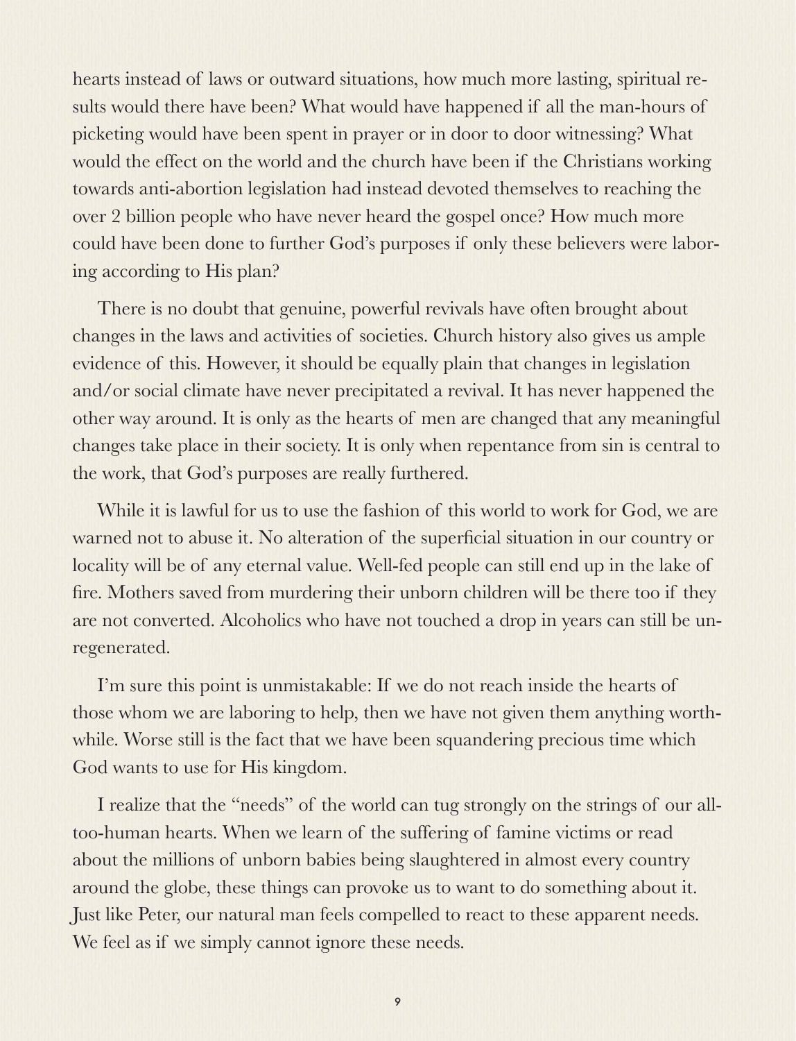hearts instead of laws or outward situations, how much more lasting, spiritual results would there have been? What would have happened if all the man-hours of picketing would have been spent in prayer or in door to door witnessing? What would the effect on the world and the church have been if the Christians working towards anti-abortion legislation had instead devoted themselves to reaching the over 2 billion people who have never heard the gospel once? How much more could have been done to further God's purposes if only these believers were laboring according to His plan?

There is no doubt that genuine, powerful revivals have often brought about changes in the laws and activities of societies. Church history also gives us ample evidence of this. However, it should be equally plain that changes in legislation and/or social climate have never precipitated a revival. It has never happened the other way around. It is only as the hearts of men are changed that any meaningful changes take place in their society. It is only when repentance from sin is central to the work, that God's purposes are really furthered.

While it is lawful for us to use the fashion of this world to work for God, we are warned not to abuse it. No alteration of the superficial situation in our country or locality will be of any eternal value. Well-fed people can still end up in the lake of fire. Mothers saved from murdering their unborn children will be there too if they are not converted. Alcoholics who have not touched a drop in years can still be unregenerated.

I'm sure this point is unmistakable: If we do not reach inside the hearts of those whom we are laboring to help, then we have not given them anything worthwhile. Worse still is the fact that we have been squandering precious time which God wants to use for His kingdom.

I realize that the "needs" of the world can tug strongly on the strings of our all-too-human hearts. When we learn of the suffering of famine victims or read about the millions of unborn babies being slaughtered in almost every country around the globe, these things can provoke us to want to do something about it. Just like Peter, our natural man feels compelled to react to these apparent needs. We feel as if we simply cannot ignore these needs.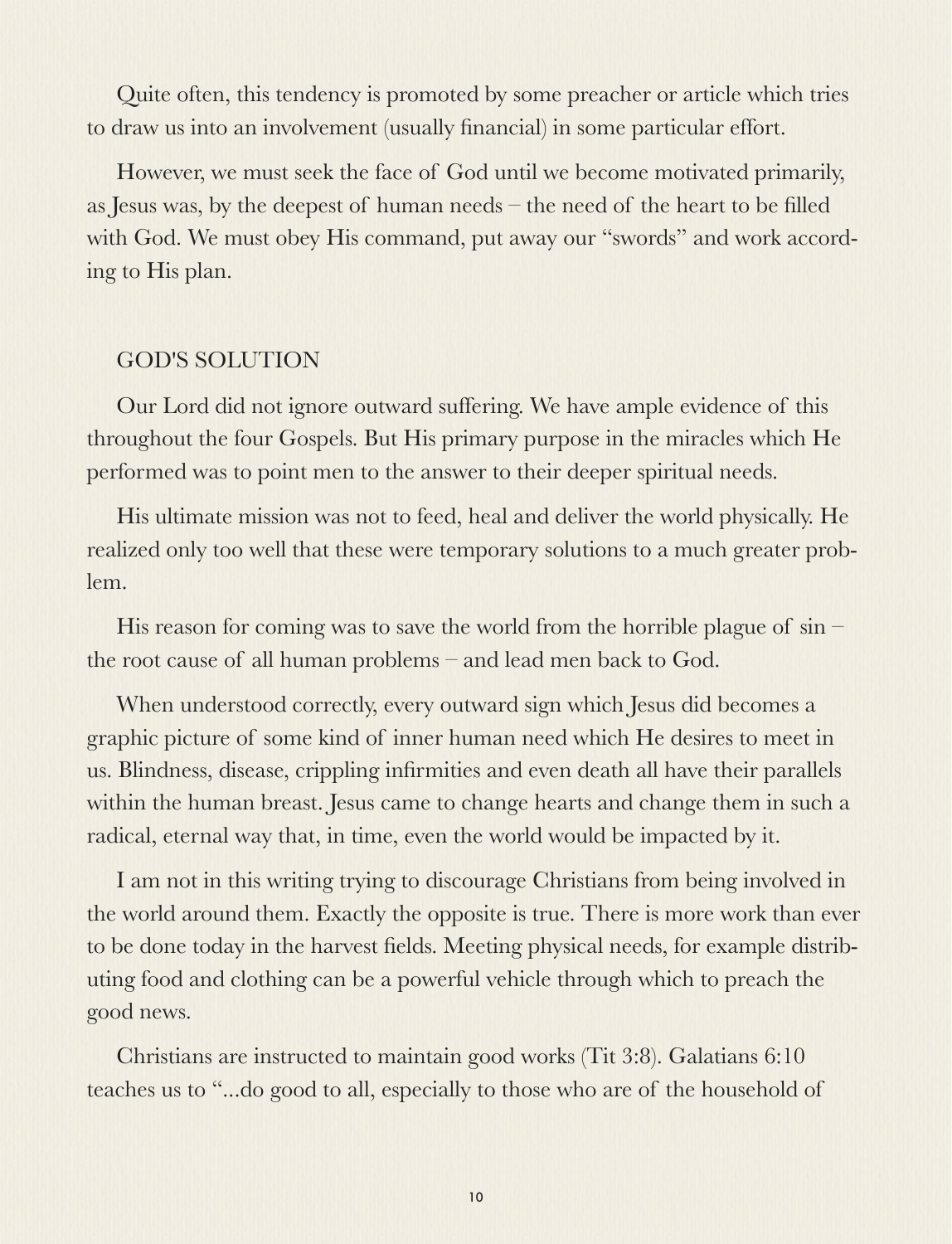Quite often, this tendency is promoted by some preacher or article which tries to draw us into an involvement (usually financial) in some particular effort.

However, we must seek the face of God until we become motivated primarily, as Jesus was, by the deepest of human needs – the need of the heart to be filled with God. We must obey His command, put away our "swords" and work according to His plan.

## GOD'S SOLUTION

Our Lord did not ignore outward suffering. We have ample evidence of this throughout the four Gospels. But His primary purpose in the miracles which He performed was to point men to the answer to their deeper spiritual needs.

His ultimate mission was not to feed, heal and deliver the world physically. He realized only too well that these were temporary solutions to a much greater problem.

His reason for coming was to save the world from the horrible plague of sin – the root cause of all human problems – and lead men back to God.

When understood correctly, every outward sign which Jesus did becomes a graphic picture of some kind of inner human need which He desires to meet in us. Blindness, disease, crippling infirmities and even death all have their parallels within the human breast. Jesus came to change hearts and change them in such a radical, eternal way that, in time, even the world would be impacted by it.

I am not in this writing trying to discourage Christians from being involved in the world around them. Exactly the opposite is true. There is more work than ever to be done today in the harvest fields. Meeting physical needs, for example distributing food and clothing can be a powerful vehicle through which to preach the good news.

Christians are instructed to maintain good works (Tit 3:8). Galatians 6:10 teaches us to "...do good to all, especially to those who are of the household of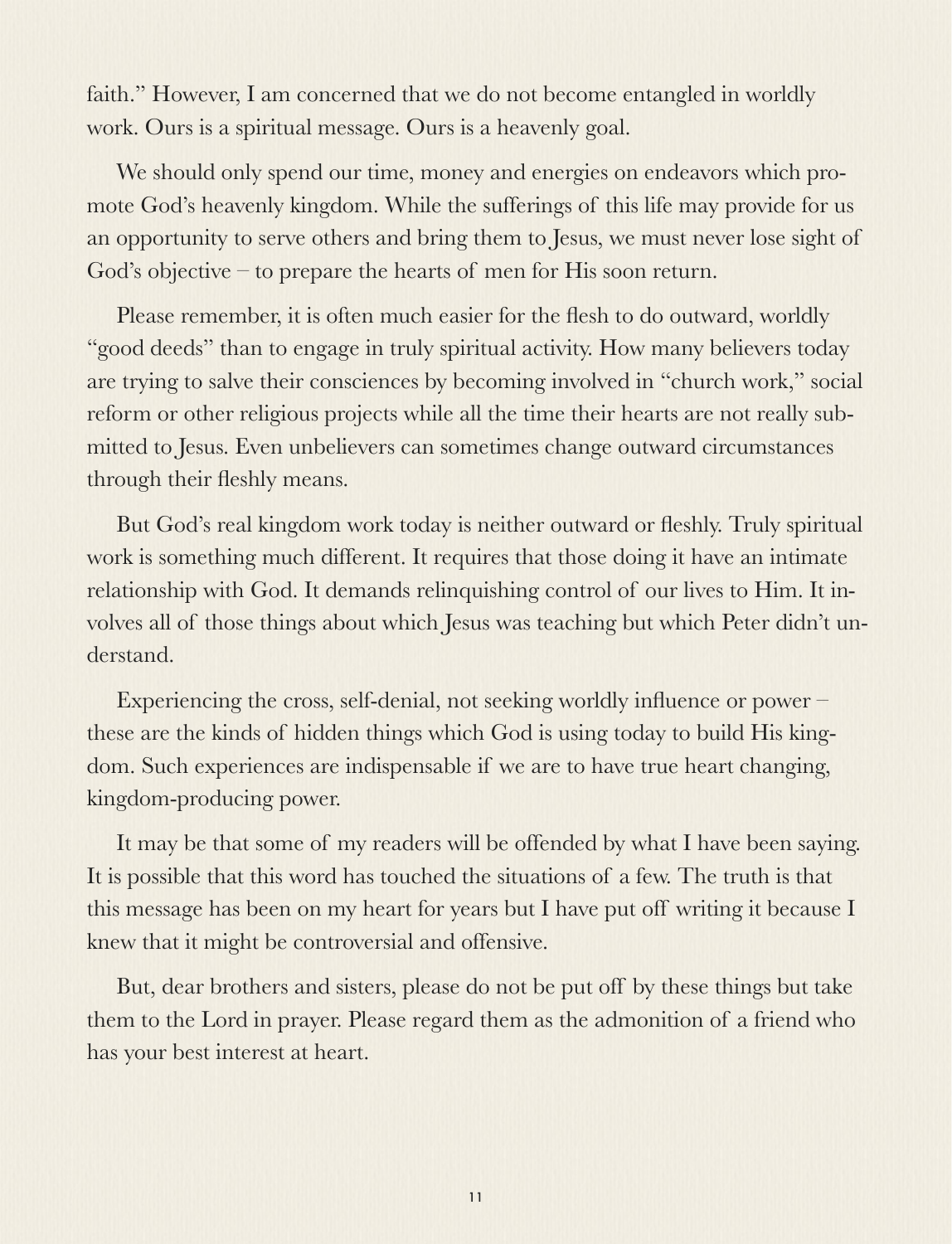faith." However, I am concerned that we do not become entangled in worldly work. Ours is a spiritual message. Ours is a heavenly goal.

We should only spend our time, money and energies on endeavors which promote God's heavenly kingdom. While the sufferings of this life may provide for us an opportunity to serve others and bring them to Jesus, we must never lose sight of God's objective – to prepare the hearts of men for His soon return.

Please remember, it is often much easier for the flesh to do outward, worldly "good deeds" than to engage in truly spiritual activity. How many believers today are trying to salve their consciences by becoming involved in "church work," social reform or other religious projects while all the time their hearts are not really submitted to Jesus. Even unbelievers can sometimes change outward circumstances through their fleshly means.

But God's real kingdom work today is neither outward or fleshly. Truly spiritual work is something much different. It requires that those doing it have an intimate relationship with God. It demands relinquishing control of our lives to Him. It involves all of those things about which Jesus was teaching but which Peter didn't understand.

Experiencing the cross, self-denial, not seeking worldly influence or power – these are the kinds of hidden things which God is using today to build His kingdom. Such experiences are indispensable if we are to have true heart changing, kingdom-producing power.

It may be that some of my readers will be offended by what I have been saying. It is possible that this word has touched the situations of a few. The truth is that this message has been on my heart for years but I have put off writing it because I knew that it might be controversial and offensive.

But, dear brothers and sisters, please do not be put off by these things but take them to the Lord in prayer. Please regard them as the admonition of a friend who has your best interest at heart.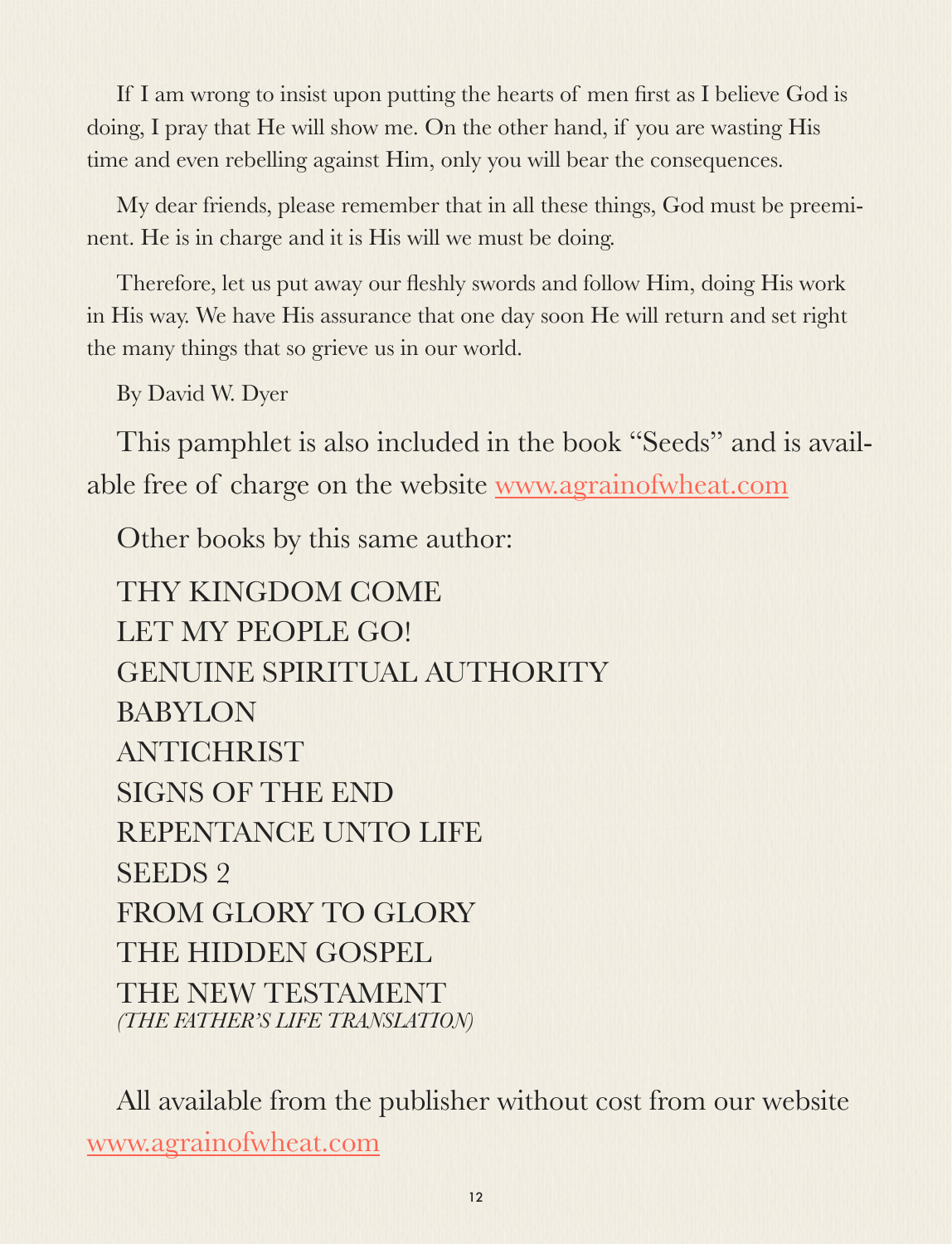If I am wrong to insist upon putting the hearts of men first as I believe God is doing, I pray that He will show me. On the other hand, if you are wasting His time and even rebelling against Him, only you will bear the consequences.

My dear friends, please remember that in all these things, God must be preeminent. He is in charge and it is His will we must be doing.

Therefore, let us put away our fleshly swords and follow Him, doing His work in His way. We have His assurance that one day soon He will return and set right the many things that so grieve us in our world.

By David W. Dyer

This pamphlet is also included in the book "Seeds" and is available free of charge on the website www.agrainofwheat.com

Other books by this same author:

THY KINGDOM COME  
LET MY PEOPLE GO!  
GENUINE SPIRITUAL AUTHORITY  
BABYLON  
ANTICHRIST  
SIGNS OF THE END  
REPENTANCE UNTO LIFE  
SEEDS 2  
FROM GLORY TO GLORY  
THE HIDDEN GOSPEL  
THE NEW TESTAMENT  
*(THE FATHER'S LIFE TRANSLATION)*

All available from the publisher without cost from our website www.agrainofwheat.com